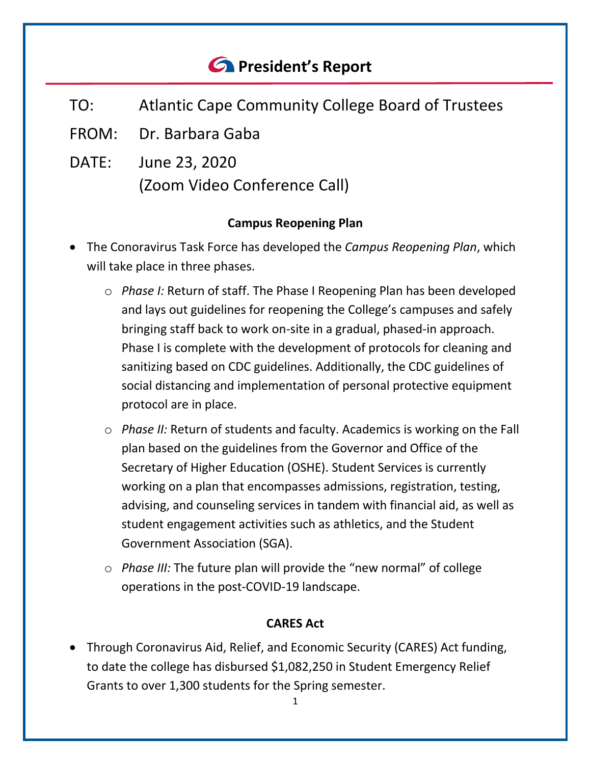# President's Report

TO: Atlantic Cape Community College Board of Trustees

FROM: Dr. Barbara Gaba

DATE: June 23, 2020
(Zoom Video Conference Call)

### Campus Reopening Plan

- The Conoravirus Task Force has developed the *Campus Reopening Plan*, which will take place in three phases.
  - *Phase I:* Return of staff. The Phase I Reopening Plan has been developed and lays out guidelines for reopening the College's campuses and safely bringing staff back to work on-site in a gradual, phased-in approach. Phase I is complete with the development of protocols for cleaning and sanitizing based on CDC guidelines. Additionally, the CDC guidelines of social distancing and implementation of personal protective equipment protocol are in place.
  - *Phase II:* Return of students and faculty. Academics is working on the Fall plan based on the guidelines from the Governor and Office of the Secretary of Higher Education (OSHE). Student Services is currently working on a plan that encompasses admissions, registration, testing, advising, and counseling services in tandem with financial aid, as well as student engagement activities such as athletics, and the Student Government Association (SGA).
  - *Phase III:* The future plan will provide the "new normal" of college operations in the post-COVID-19 landscape.

### CARES Act

- Through Coronavirus Aid, Relief, and Economic Security (CARES) Act funding, to date the college has disbursed $1,082,250 in Student Emergency Relief Grants to over 1,300 students for the Spring semester.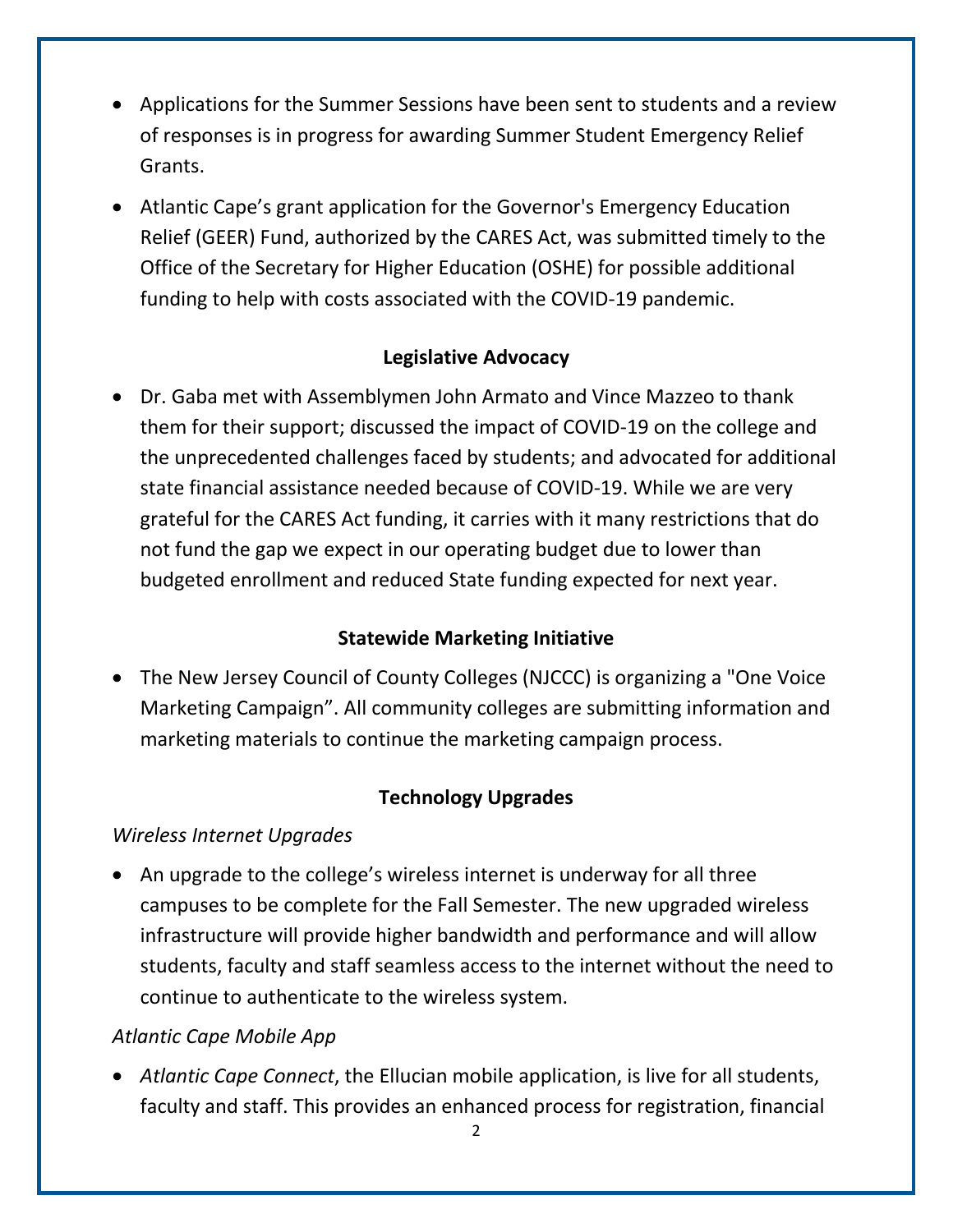- Applications for the Summer Sessions have been sent to students and a review of responses is in progress for awarding Summer Student Emergency Relief Grants.
- Atlantic Cape's grant application for the Governor's Emergency Education Relief (GEER) Fund, authorized by the CARES Act, was submitted timely to the Office of the Secretary for Higher Education (OSHE) for possible additional funding to help with costs associated with the COVID-19 pandemic.

**Legislative Advocacy**

- Dr. Gaba met with Assemblymen John Armato and Vince Mazzeo to thank them for their support; discussed the impact of COVID-19 on the college and the unprecedented challenges faced by students; and advocated for additional state financial assistance needed because of COVID-19. While we are very grateful for the CARES Act funding, it carries with it many restrictions that do not fund the gap we expect in our operating budget due to lower than budgeted enrollment and reduced State funding expected for next year.

**Statewide Marketing Initiative**

- The New Jersey Council of County Colleges (NJCCC) is organizing a "One Voice Marketing Campaign". All community colleges are submitting information and marketing materials to continue the marketing campaign process.

**Technology Upgrades**

*Wireless Internet Upgrades*

- An upgrade to the college's wireless internet is underway for all three campuses to be complete for the Fall Semester. The new upgraded wireless infrastructure will provide higher bandwidth and performance and will allow students, faculty and staff seamless access to the internet without the need to continue to authenticate to the wireless system.

*Atlantic Cape Mobile App*

- *Atlantic Cape Connect*, the Ellucian mobile application, is live for all students, faculty and staff. This provides an enhanced process for registration, financial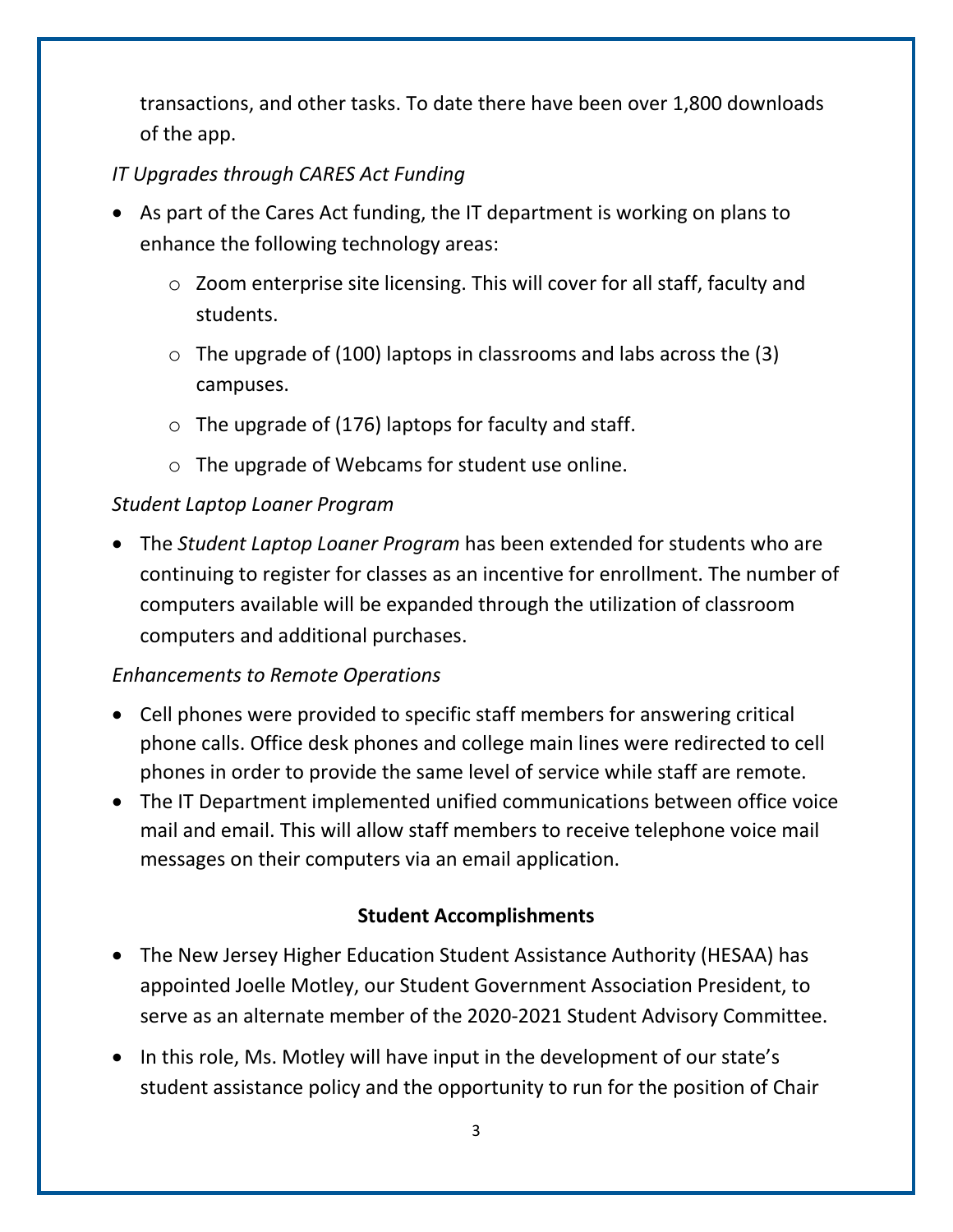transactions, and other tasks. To date there have been over 1,800 downloads of the app.

*IT Upgrades through CARES Act Funding*

- As part of the Cares Act funding, the IT department is working on plans to enhance the following technology areas:
  - Zoom enterprise site licensing. This will cover for all staff, faculty and students.
  - The upgrade of (100) laptops in classrooms and labs across the (3) campuses.
  - The upgrade of (176) laptops for faculty and staff.
  - The upgrade of Webcams for student use online.

*Student Laptop Loaner Program*

- The *Student Laptop Loaner Program* has been extended for students who are continuing to register for classes as an incentive for enrollment. The number of computers available will be expanded through the utilization of classroom computers and additional purchases.

*Enhancements to Remote Operations*

- Cell phones were provided to specific staff members for answering critical phone calls. Office desk phones and college main lines were redirected to cell phones in order to provide the same level of service while staff are remote.
- The IT Department implemented unified communications between office voice mail and email. This will allow staff members to receive telephone voice mail messages on their computers via an email application.

**Student Accomplishments**

- The New Jersey Higher Education Student Assistance Authority (HESAA) has appointed Joelle Motley, our Student Government Association President, to serve as an alternate member of the 2020-2021 Student Advisory Committee.
- In this role, Ms. Motley will have input in the development of our state's student assistance policy and the opportunity to run for the position of Chair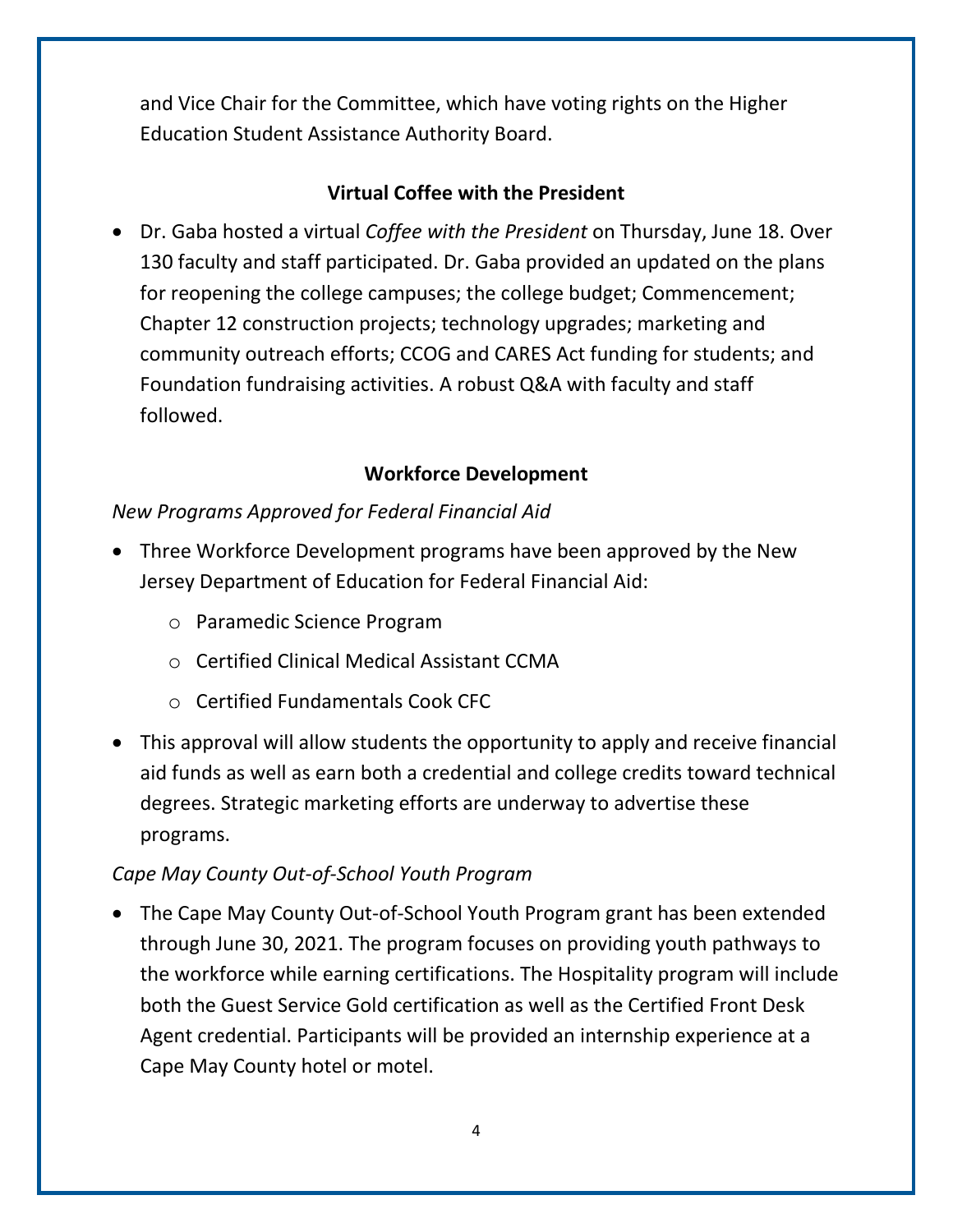and Vice Chair for the Committee, which have voting rights on the Higher Education Student Assistance Authority Board.

## Virtual Coffee with the President

- Dr. Gaba hosted a virtual *Coffee with the President* on Thursday, June 18. Over 130 faculty and staff participated. Dr. Gaba provided an updated on the plans for reopening the college campuses; the college budget; Commencement; Chapter 12 construction projects; technology upgrades; marketing and community outreach efforts; CCOG and CARES Act funding for students; and Foundation fundraising activities. A robust Q&A with faculty and staff followed.

## Workforce Development

*New Programs Approved for Federal Financial Aid*

- Three Workforce Development programs have been approved by the New Jersey Department of Education for Federal Financial Aid:
    - Paramedic Science Program
    - Certified Clinical Medical Assistant CCMA
    - Certified Fundamentals Cook CFC
- This approval will allow students the opportunity to apply and receive financial aid funds as well as earn both a credential and college credits toward technical degrees. Strategic marketing efforts are underway to advertise these programs.

*Cape May County Out-of-School Youth Program*

- The Cape May County Out-of-School Youth Program grant has been extended through June 30, 2021. The program focuses on providing youth pathways to the workforce while earning certifications. The Hospitality program will include both the Guest Service Gold certification as well as the Certified Front Desk Agent credential. Participants will be provided an internship experience at a Cape May County hotel or motel.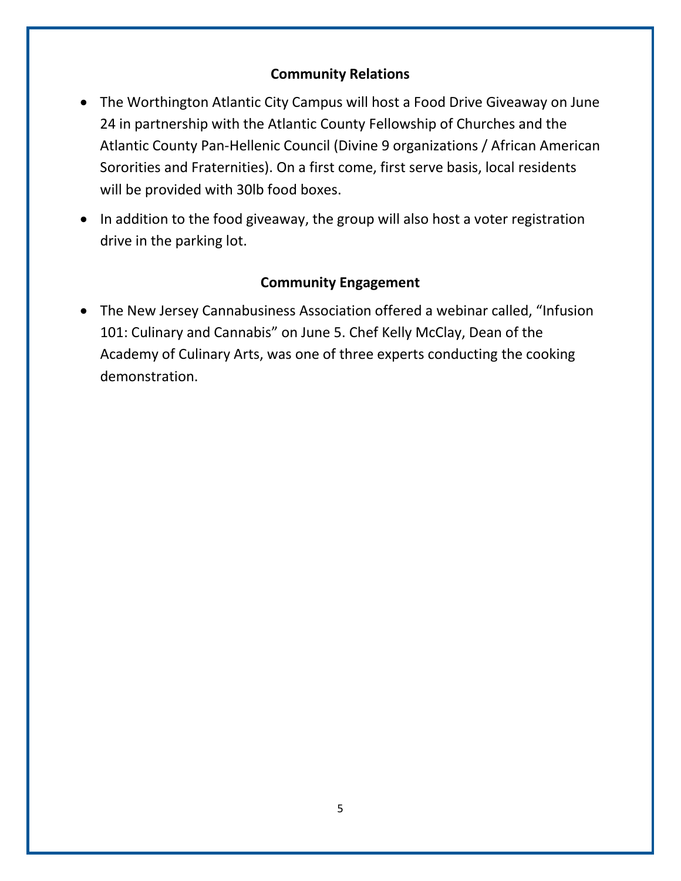## Community Relations

- The Worthington Atlantic City Campus will host a Food Drive Giveaway on June 24 in partnership with the Atlantic County Fellowship of Churches and the Atlantic County Pan-Hellenic Council (Divine 9 organizations / African American Sororities and Fraternities). On a first come, first serve basis, local residents will be provided with 30lb food boxes.
- In addition to the food giveaway, the group will also host a voter registration drive in the parking lot.

## Community Engagement

- The New Jersey Cannabusiness Association offered a webinar called, "Infusion 101: Culinary and Cannabis" on June 5. Chef Kelly McClay, Dean of the Academy of Culinary Arts, was one of three experts conducting the cooking demonstration.